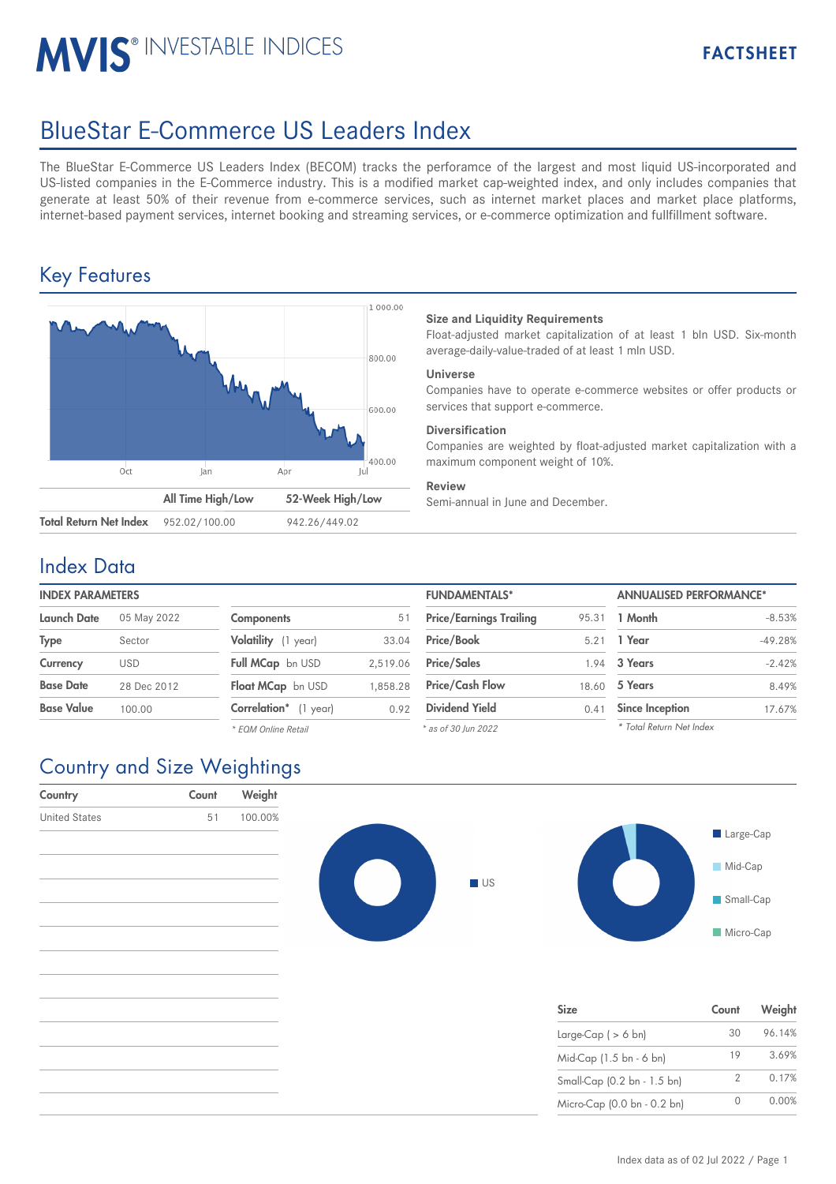MVIS® INVESTABLE INDICES

FACTSHEET

# BlueStar E-Commerce US Leaders Index

The BlueStar E-Commerce US Leaders Index (BECOM) tracks the perforamce of the largest and most liquid US-incorporated and US-listed companies in the E-Commerce industry. This is a modified market cap-weighted index, and only includes companies that generate at least 50% of their revenue from e-commerce services, such as internet market places and market place platforms, internet-based payment services, internet booking and streaming services, or e-commerce optimization and fullfillment software.

## Key Features

| | All Time High/Low | 52-Week High/Low |
|---|---|---|
| **Total Return Net Index** | 952.02/100.00 | 942.26/449.02 |

**Size and Liquidity Requirements**
Float-adjusted market capitalization of at least 1 bln USD. Six-month average-daily-value-traded of at least 1 mln USD.

**Universe**
Companies have to operate e-commerce websites or offer products or services that support e-commerce.

**Diversification**
Companies are weighted by float-adjusted market capitalization with a maximum component weight of 10%.

**Review**
Semi-annual in June and December.

## Index Data

**INDEX PARAMETERS**

| | |
|---|---|
| **Launch Date** | 05 May 2022 |
| **Type** | Sector |
| **Currency** | USD |
| **Base Date** | 28 Dec 2012 |
| **Base Value** | 100.00 |

| | |
|---|---|
| **Components** | 51 |
| **Volatility** (1 year) | 33.04 |
| **Full MCap** bn USD | 2,519.06 |
| **Float MCap** bn USD | 1,858.28 |
| **Correlation*** (1 year) | 0.92 |

*\* EQM Online Retail*

**FUNDAMENTALS***

| | |
|---|---|
| **Price/Earnings Trailing** | 95.31 |
| **Price/Book** | 5.21 |
| **Price/Sales** | 1.94 |
| **Price/Cash Flow** | 18.60 |
| **Dividend Yield** | 0.41 |

*\* as of 30 Jun 2022*

**ANNUALISED PERFORMANCE***

| | |
|---|---|
| **1 Month** | -8.53% |
| **1 Year** | -49.28% |
| **3 Years** | -2.42% |
| **5 Years** | 8.49% |
| **Since Inception** | 17.67% |

*\* Total Return Net Index*

## Country and Size Weightings

| Country | Count | Weight |
|---|---|---|
| United States | 51 | 100.00% |

| Size | Count | Weight |
|---|---|---|
| Large-Cap ( > 6 bn) | 30 | 96.14% |
| Mid-Cap (1.5 bn - 6 bn) | 19 | 3.69% |
| Small-Cap (0.2 bn - 1.5 bn) | 2 | 0.17% |
| Micro-Cap (0.0 bn - 0.2 bn) | 0 | 0.00% |

Index data as of of 02 Jul 2022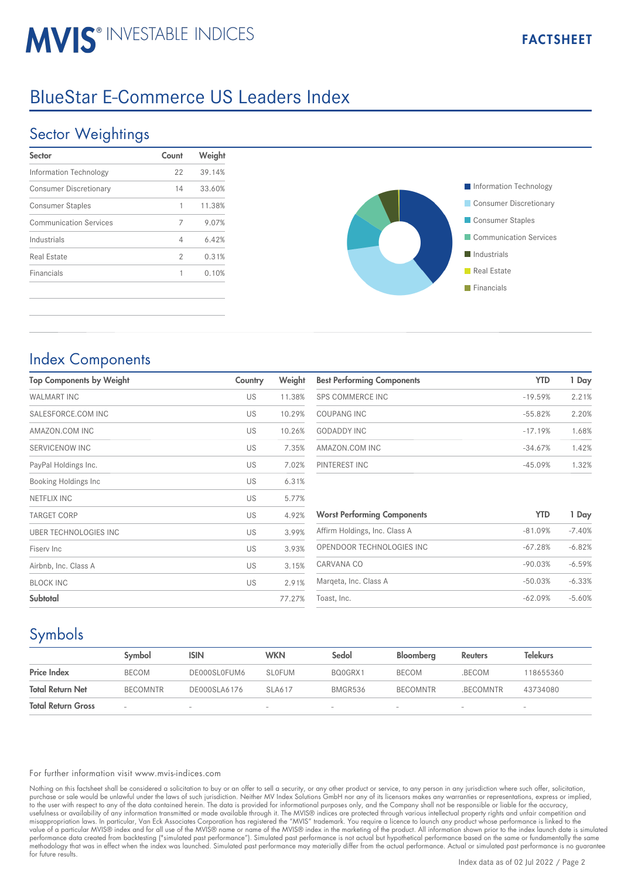# BlueStar E-Commerce US Leaders Index

## Sector Weightings

| Sector | Count | Weight |
|---|---|---|
| Information Technology | 22 | 39.14% |
| Consumer Discretionary | 14 | 33.60% |
| Consumer Staples | 1 | 11.38% |
| Communication Services | 7 | 9.07% |
| Industrials | 4 | 6.42% |
| Real Estate | 2 | 0.31% |
| Financials | 1 | 0.10% |

Information Technology
Consumer Discretionary
Consumer Staples
Communication Services
Industrials
Real Estate
Financials

## Index Components

| Top Components by Weight | Country | Weight |
|---|---|---|
| WALMART INC | US | 11.38% |
| SALESFORCE.COM INC | US | 10.29% |
| AMAZON.COM INC | US | 10.26% |
| SERVICENOW INC | US | 7.35% |
| PayPal Holdings Inc. | US | 7.02% |
| Booking Holdings Inc | US | 6.31% |
| NETFLIX INC | US | 5.77% |
| TARGET CORP | US | 4.92% |
| UBER TECHNOLOGIES INC | US | 3.99% |
| Fiserv Inc | US | 3.93% |
| Airbnb, Inc. Class A | US | 3.15% |
| BLOCK INC | US | 2.91% |
| **Subtotal** | | 77.27% |

| Best Performing Components | YTD | 1 Day |
|---|---|---|
| SPS COMMERCE INC | -19.59% | 2.21% |
| COUPANG INC | -55.82% | 2.20% |
| GODADDY INC | -17.19% | 1.68% |
| AMAZON.COM INC | -34.67% | 1.42% |
| PINTEREST INC | -45.09% | 1.32% |

| Worst Performing Components | YTD | 1 Day |
|---|---|---|
| Affirm Holdings, Inc. Class A | -81.09% | -7.40% |
| OPENDOOR TECHNOLOGIES INC | -67.28% | -6.82% |
| CARVANA CO | -90.03% | -6.59% |
| Marqeta, Inc. Class A | -50.03% | -6.33% |
| Toast, Inc. | -62.09% | -5.60% |

## Symbols

| | Symbol | ISIN | WKN | Sedol | Bloomberg | Reuters | Telekurs |
|---|---|---|---|---|---|---|---|
| **Price Index** | BECOM | DE000SL0FUM6 | SL0FUM | BQ0GRX1 | BECOM | .BECOM | 118655360 |
| **Total Return Net** | BECOMNTR | DE000SLA6176 | SLA617 | BMGR536 | BECOMNTR | .BECOMNTR | 43734080 |
| **Total Return Gross** | - | - | - | - | - | - | - |

For further information visit www.mvis-indices.com

Nothing on this factsheet shall be considered a solicitation to buy or an offer to sell a security, or any other product or service, to any person in any jurisdiction where such offer, solicitation, purchase or sale would be unlawful under the laws of such jurisdiction. Neither MV Index Solutions GmbH nor any of its licensors makes any warranties or representations, express or implied, to the user with respect to any of the data contained herein. The data is provided for informational purposes only, and the Company shall not be responsible or liable for the accuracy, usefulness or availability of any information transmitted or made available through it. The MVIS® indices are protected through various intellectual property rights and unfair competition and misappropriation laws. In particular, Van Eck Associates Corporation has registered the "MVIS" trademark. You require a licence to launch any product whose performance is linked to the value of a particular MVIS® index and for all use of the MVIS® name or name of the MVIS® index in the marketing of the product. All information shown prior to the index launch date is simulated performance data created from backtesting ("simulated past performance"). Simulated past performance is not actual but hypothetical performance based on the same or fundamentally the same methodology that was in effect when the index was launched. Simulated past performance may materially differ from the actual performance. Actual or simulated past performance is no guarantee for future results.

Index data as of 02 Jul 2022